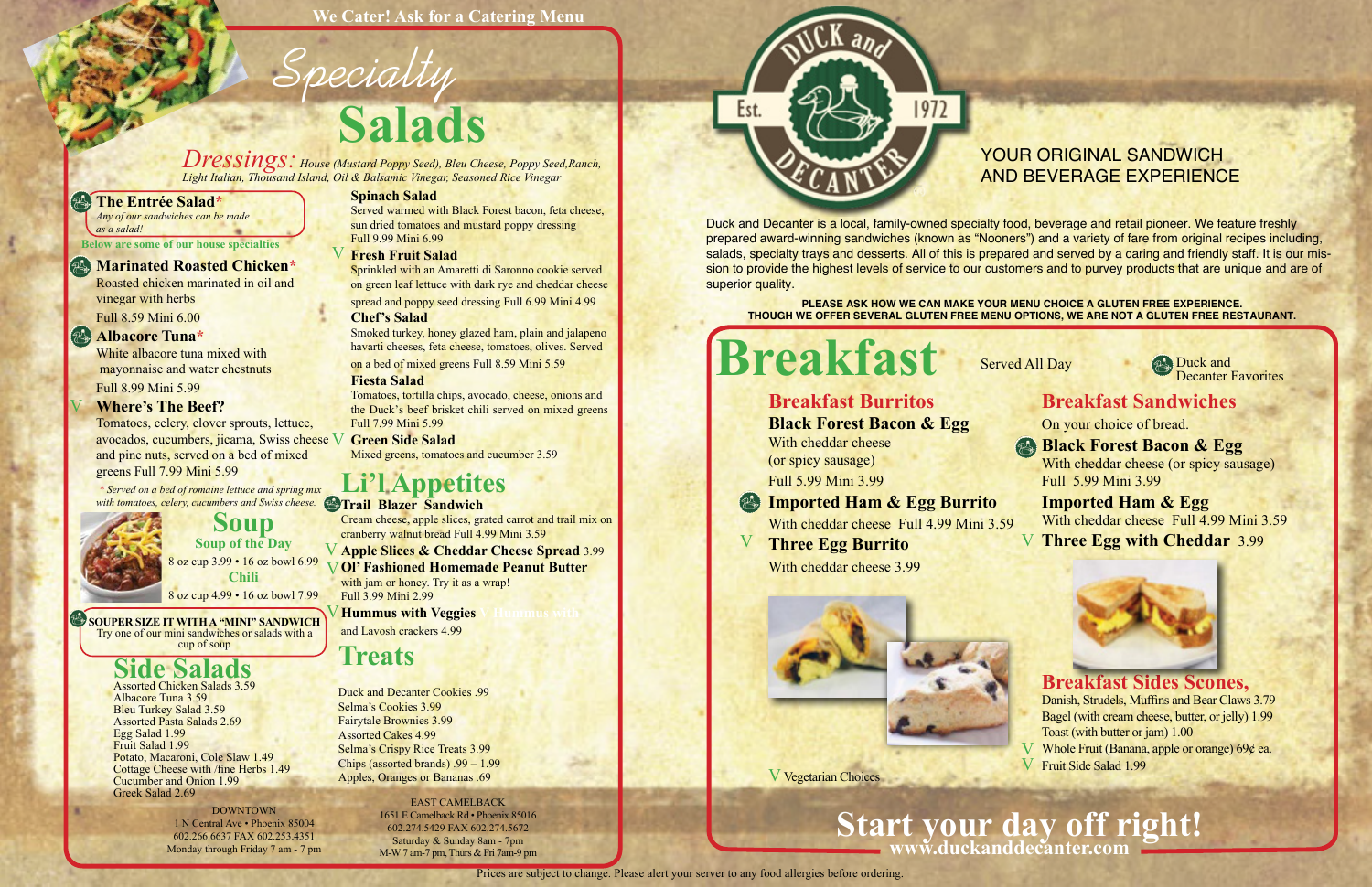We Cater! Ask for a Catering Menu

# Specialty Salads

**Dressings:** *House (Mustard Poppy Seed), Bleu Cheese, Poppy Seed, Ranch, Light Italian, Thousand Island, Oil & Balsamic Vinegar, Seasoned Rice Vinegar*

**The Entrée Salad***
*Any of our sandwiches can be made as a salad!*

Below are some of our house specialties

**Marinated Roasted Chicken***
Roasted chicken marinated in oil and vinegar with herbs
Full 8.59 Mini 6.00

**Albacore Tuna***
White albacore tuna mixed with mayonnaise and water chestnuts
Full 8.99 Mini 5.99

V **Where's The Beef?**
Tomatoes, celery, clover sprouts, lettuce, avocados, cucumbers, jicama, Swiss cheese and pine nuts, served on a bed of mixed greens Full 7.99 Mini 5.99

*\* Served on a bed of romaine lettuce and spring mix with tomatoes, celery, cucumbers and Swiss cheese.*

**Spinach Salad**
Served warmed with Black Forest bacon, feta cheese, sun dried tomatoes and mustard poppy dressing
Full 9.99 Mini 6.99

V **Fresh Fruit Salad**
Sprinkled with an Amaretti di Saronno cookie served on green leaf lettuce with dark rye and cheddar cheese spread and poppy seed dressing Full 6.99 Mini 4.99

**Chef's Salad**
Smoked turkey, honey glazed ham, plain and jalapeno havarti cheeses, feta cheese, tomatoes, olives. Served on a bed of mixed greens Full 8.59 Mini 5.59

**Fiesta Salad**
Tomatoes, tortilla chips, avocado, cheese, onions and the Duck's beef brisket chili served on mixed greens
Full 7.99 Mini 5.99

V **Green Side Salad**
Mixed greens, tomatoes and cucumber 3.59

## Soup

Soup of the Day
8 oz cup 3.99 • 16 oz bowl 6.99

Chili
8 oz cup 4.99 • 16 oz bowl 7.99

**SOUPER SIZE IT WITH A "MINI" SANDWICH**
Try one of our mini sandwiches or salads with a cup of soup

## Side Salads

Assorted Chicken Salads 3.59
Albacore Tuna 3.59
Bleu Turkey Salad 3.59
Assorted Pasta Salads 2.69
Egg Salad 1.99
Fruit Salad 1.99
Potato, Macaroni, Cole Slaw 1.49
Cottage Cheese with /fine Herbs 1.49
Cucumber and Onion 1.99
Greek Salad 2.69

## Li'l Appetites

**Trail Blazer Sandwich**
Cream cheese, apple slices, grated carrot and trail mix on cranberry walnut bread Full 4.99 Mini 3.59

V **Apple Slices & Cheddar Cheese Spread** 3.99

V **Ol' Fashioned Homemade Peanut Butter**
with jam or honey. Try it as a wrap!
Full 3.99 Mini 2.99

V **Hummus with Veggies**
and Lavosh crackers 4.99

## Treats

Duck and Decanter Cookies .99
Selma's Cookies 3.99
Fairytale Brownies 3.99
Assorted Cakes 4.99
Selma's Crispy Rice Treats 3.99
Chips (assorted brands) .99 – 1.99
Apples, Oranges or Bananas .69

DOWNTOWN
1 N Central Ave • Phoenix 85004
602.266.6637 FAX 602.253.4351
Monday through Friday 7 am - 7 pm

EAST CAMELBACK
1651 E Camelback Rd • Phoenix 85016
602.274.5429 FAX 602.274.5672
Saturday & Sunday 8am - 7pm
M-W 7 am-7 pm, Thurs & Fri 7am-9 pm

Duck and Decanter Est. 1972

YOUR ORIGINAL SANDWICH AND BEVERAGE EXPERIENCE

Duck and Decanter is a local, family-owned specialty food, beverage and retail pioneer. We feature freshly prepared award-winning sandwiches (known as "Nooners") and a variety of fare from original recipes including, salads, specialty trays and desserts. All of this is prepared and served by a caring and friendly staff. It is our mission to provide the highest levels of service to our customers and to purvey products that are unique and are of superior quality.

**PLEASE ASK HOW WE CAN MAKE YOUR MENU CHOICE A GLUTEN FREE EXPERIENCE. THOUGH WE OFFER SEVERAL GLUTEN FREE MENU OPTIONS, WE ARE NOT A GLUTEN FREE RESTAURANT.**

# Breakfast

Served All Day

Duck and Decanter Favorites

## Breakfast Burritos

**Black Forest Bacon & Egg**
With cheddar cheese (or spicy sausage)
Full 5.99 Mini 3.99

**Imported Ham & Egg Burrito**
With cheddar cheese Full 4.99 Mini 3.59

V **Three Egg Burrito**
With cheddar cheese 3.99

## Breakfast Sandwiches

On your choice of bread.

**Black Forest Bacon & Egg**
With cheddar cheese (or spicy sausage)
Full 5.99 Mini 3.99

**Imported Ham & Egg**
With cheddar cheese Full 4.99 Mini 3.59

V **Three Egg with Cheddar** 3.99

## Breakfast Sides Scones,

Danish, Strudels, Muffins and Bear Claws 3.79
Bagel (with cream cheese, butter, or jelly) 1.99
Toast (with butter or jam) 1.00
V Whole Fruit (Banana, apple or orange) 69¢ ea.
V Fruit Side Salad 1.99

V Vegetarian Choices

**Start your day off right!**
www.duckanddecanter.com

Prices are subject to change. Please alert your server to any food allergies before ordering.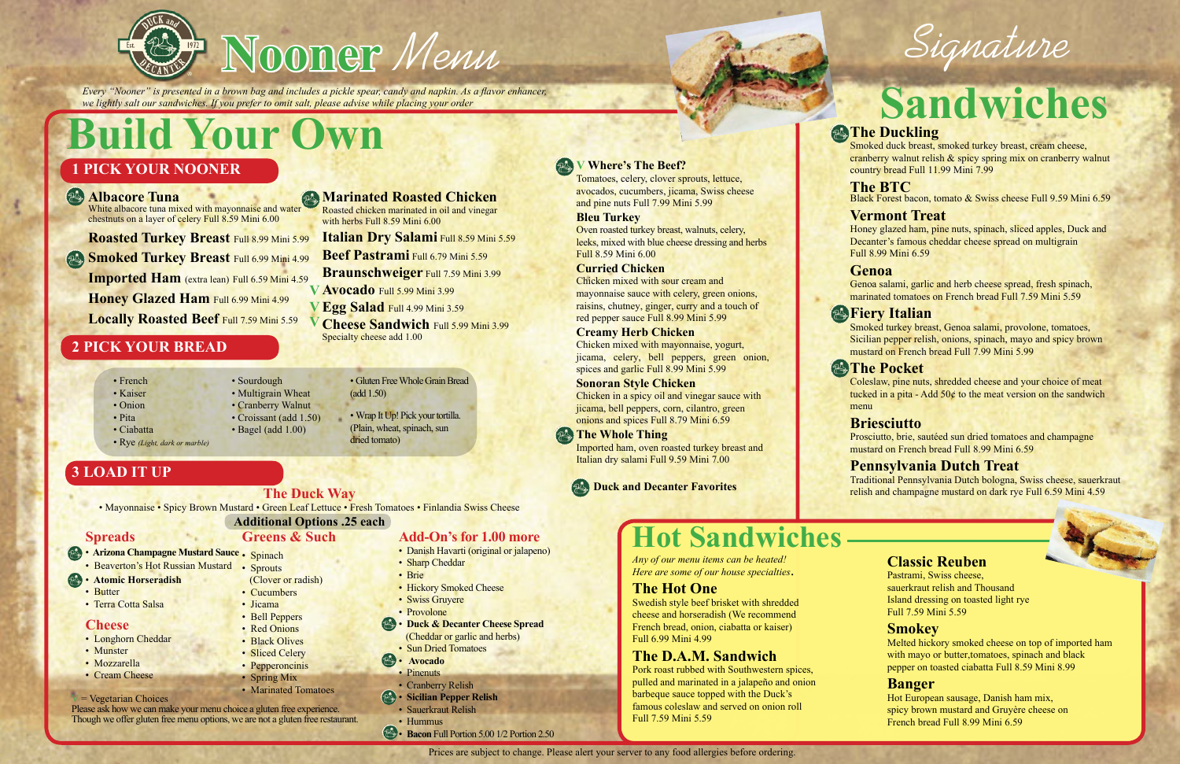# Nooner Menu

*Every "Nooner" is presented in a brown bag and includes a pickle spear, candy and napkin. As a flavor enhancer, we lightly salt our sandwiches. If you prefer to omit salt, please advise while placing your order*

# Build Your Own

## 1 PICK YOUR NOONER

**Albacore Tuna**
White albacore tuna mixed with mayonnaise and water chestnuts on a layer of celery Full 8.59 Mini 6.00

**Roasted Turkey Breast** Full 8.99 Mini 5.99

**Smoked Turkey Breast** Full 6.99 Mini 4.99

**Imported Ham** (extra lean) Full 6.59 Mini 4.59

**Honey Glazed Ham** Full 6.99 Mini 4.99

**Locally Roasted Beef** Full 7.59 Mini 5.59

**Marinated Roasted Chicken**
Roasted chicken marinated in oil and vinegar with herbs Full 8.59 Mini 6.00

**Italian Dry Salami** Full 8.59 Mini 5.59

**Beef Pastrami** Full 6.79 Mini 5.59

**Braunschweiger** Full 7.59 Mini 3.99

V **Avocado** Full 5.99 Mini 3.99

V **Egg Salad** Full 4.99 Mini 3.59

V **Cheese Sandwich** Full 5.99 Mini 3.99
Specialty cheese add 1.00

## 2 PICK YOUR BREAD

- French
- Kaiser
- Onion
- Pita
- Ciabatta
- Rye *(Light, dark or marble)*
- Sourdough
- Multigrain Wheat
- Cranberry Walnut
- Croissant (add 1.50)
- Bagel (add 1.00)
- Gluten Free Whole Grain Bread (add 1.50)
- Wrap It Up! Pick your tortilla. (Plain, wheat, spinach, sun dried tomato)

## 3 LOAD IT UP

### The Duck Way

- Mayonnaise • Spicy Brown Mustard • Green Leaf Lettuce • Fresh Tomatoes • Finlandia Swiss Cheese

**Additional Options .25 each**

### Spreads

- **Arizona Champagne Mustard Sauce**
- Beaverton's Hot Russian Mustard
- **Atomic Horseradish**
- Butter
- Terra Cotta Salsa

### Cheese

- Longhorn Cheddar
- Munster
- Mozzarella
- Cream Cheese

### Greens & Such

- Spinach
- Sprouts (Clover or radish)
- Cucumbers
- Jicama
- Bell Peppers
- Red Onions
- Black Olives
- Sliced Celery
- Pepperoncinis
- Spring Mix
- Marinated Tomatoes

### Add-On's for 1.00 more

- Danish Havarti (original or jalapeno)
- Sharp Cheddar
- Brie
- Hickory Smoked Cheese
- Swiss Gruyere
- Provolone
- **Duck & Decanter Cheese Spread** (Cheddar or garlic and herbs)
- Sun Dried Tomatoes
- **Avocado**
- Pinenuts
- Cranberry Relish
- **Sicilian Pepper Relish**
- Sauerkraut Relish
- Hummus
- **Bacon** Full Portion 5.00 1/2 Portion 2.50

V = Vegetarian Choices
Please ask how we can make your menu choice a gluten free experience.
Though we offer gluten free menu options, we are not a gluten free restaurant.

**V Where's The Beef?**
Tomatoes, celery, clover sprouts, lettuce, avocados, cucumbers, jicama, Swiss cheese and pine nuts Full 7.99 Mini 5.99

**Bleu Turkey**
Oven roasted turkey breast, walnuts, celery, leeks, mixed with blue cheese dressing and herbs Full 8.59 Mini 6.00

**Curried Chicken**
Chicken mixed with sour cream and mayonnaise sauce with celery, green onions, raisins, chutney, ginger, curry and a touch of red pepper sauce Full 8.99 Mini 5.99

**Creamy Herb Chicken**
Chicken mixed with mayonnaise, yogurt, jicama, celery, bell peppers, green onion, spices and garlic Full 8.99 Mini 5.99

**Sonoran Style Chicken**
Chicken in a spicy oil and vinegar sauce with jicama, bell peppers, corn, cilantro, green onions and spices Full 8.79 Mini 6.59

**The Whole Thing**
Imported ham, oven roasted turkey breast and Italian dry salami Full 9.59 Mini 7.00

Duck and Decanter Favorites

# Signature Sandwiches

**The Duckling**
Smoked duck breast, smoked turkey breast, cream cheese, cranberry walnut relish & spicy spring mix on cranberry walnut country bread Full 11.99 Mini 7.99

**The BTC**
Black Forest bacon, tomato & Swiss cheese Full 9.59 Mini 6.59

**Vermont Treat**
Honey glazed ham, pine nuts, spinach, sliced apples, Duck and Decanter's famous cheddar cheese spread on multigrain Full 8.99 Mini 6.59

**Genoa**
Genoa salami, garlic and herb cheese spread, fresh spinach, marinated tomatoes on French bread Full 7.59 Mini 5.59

**Fiery Italian**
Smoked turkey breast, Genoa salami, provolone, tomatoes, Sicilian pepper relish, onions, spinach, mayo and spicy brown mustard on French bread Full 7.99 Mini 5.99

**The Pocket**
Coleslaw, pine nuts, shredded cheese and your choice of meat tucked in a pita - Add 50¢ to the meat version on the sandwich menu

**Briesciutto**
Prosciutto, brie, sautéed sun dried tomatoes and champagne mustard on French bread Full 8.99 Mini 6.59

**Pennsylvania Dutch Treat**
Traditional Pennsylvania Dutch bologna, Swiss cheese, sauerkraut relish and champagne mustard on dark rye Full 6.59 Mini 4.59

# Hot Sandwiches

*Any of our menu items can be heated! Here are some of our house specialties.*

**The Hot One**
Swedish style beef brisket with shredded cheese and horseradish (We recommend French bread, onion, ciabatta or kaiser) Full 6.99 Mini 4.99

**The D.A.M. Sandwich**
Pork roast rubbed with Southwestern spices, pulled and marinated in a jalapeño and onion barbeque sauce topped with the Duck's famous coleslaw and served on onion roll Full 7.59 Mini 5.59

**Classic Reuben**
Pastrami, Swiss cheese, sauerkraut relish and Thousand Island dressing on toasted light rye Full 7.59 Mini 5.59

**Smokey**
Melted hickory smoked cheese on top of imported ham with mayo or butter,tomatoes, spinach and black pepper on toasted ciabatta Full 8.59 Mini 8.99

**Banger**
Hot European sausage, Danish ham mix, spicy brown mustard and Gruyère cheese on French bread Full 8.99 Mini 6.59

Prices are subject to change. Please alert your server to any food allergies before ordering.